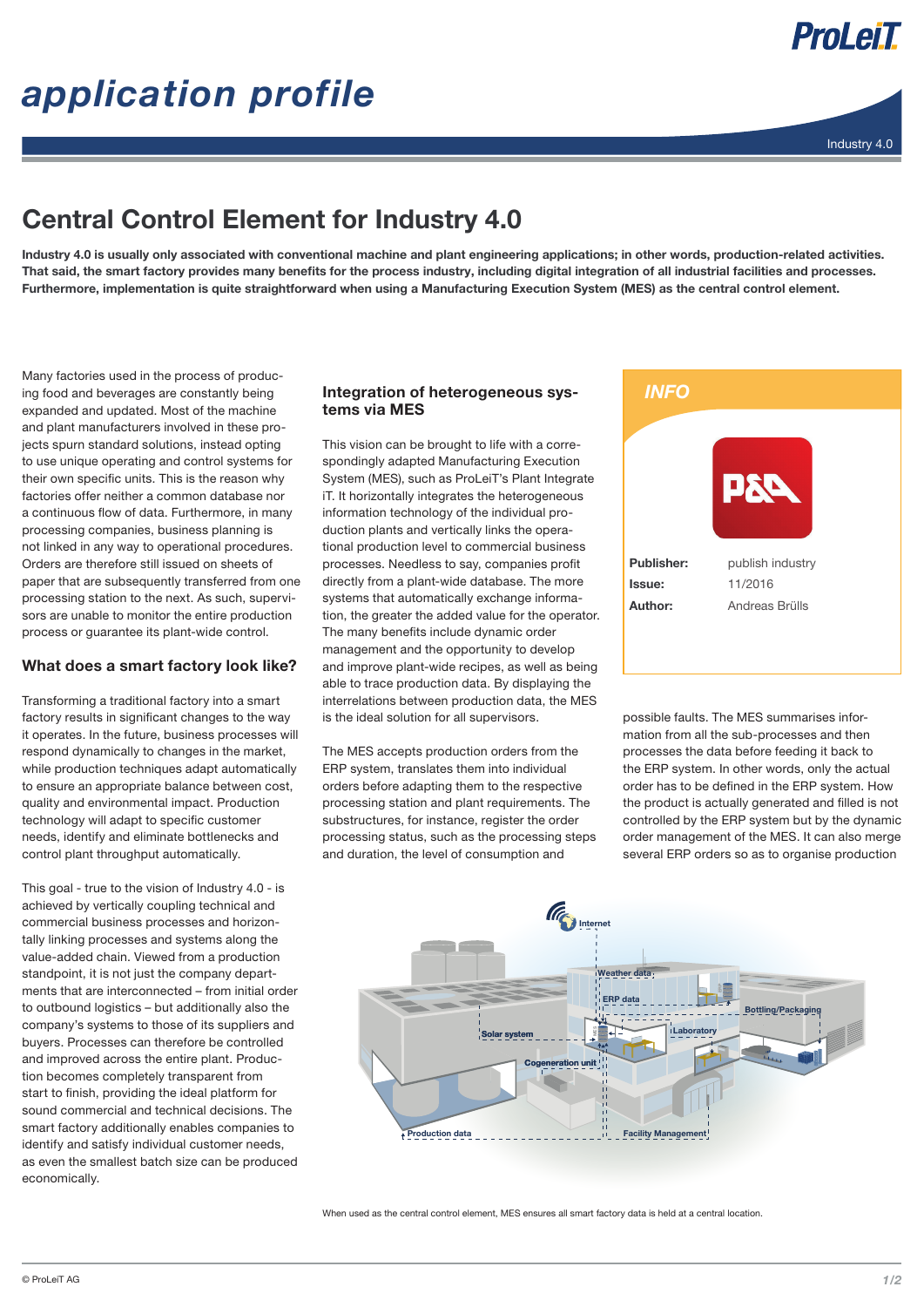# application profile

Industry 4.0

## Central Control Element for Industry 4.0

**Industry 4.0 is usually only associated with conventional machine and plant engineering applications; in other words, production-related activities. That said, the smart factory provides many benefits for the process industry, including digital integration of all industrial facilities and processes. Furthermore, implementation is quite straightforward when using a Manufacturing Execution System (MES) as the central control element.**

Many factories used in the process of producing food and beverages are constantly being expanded and updated. Most of the machine and plant manufacturers involved in these projects spurn standard solutions, instead opting to use unique operating and control systems for their own specific units. This is the reason why factories offer neither a common database nor a continuous flow of data. Furthermore, in many processing companies, business planning is not linked in any way to operational procedures. Orders are therefore still issued on sheets of paper that are subsequently transferred from one processing station to the next. As such, supervisors are unable to monitor the entire production process or guarantee its plant-wide control.

### What does a smart factory look like?

Transforming a traditional factory into a smart factory results in significant changes to the way it operates. In the future, business processes will respond dynamically to changes in the market, while production techniques adapt automatically to ensure an appropriate balance between cost, quality and environmental impact. Production technology will adapt to specific customer needs, identify and eliminate bottlenecks and control plant throughput automatically.

This goal - true to the vision of Industry 4.0 - is achieved by vertically coupling technical and commercial business processes and horizontally linking processes and systems along the value-added chain. Viewed from a production standpoint, it is not just the company departments that are interconnected – from initial order to outbound logistics – but additionally also the company's systems to those of its suppliers and buyers. Processes can therefore be controlled and improved across the entire plant. Production becomes completely transparent from start to finish, providing the ideal platform for sound commercial and technical decisions. The smart factory additionally enables companies to identify and satisfy individual customer needs, as even the smallest batch size can be produced economically.

### Integration of heterogeneous systems via MES

This vision can be brought to life with a correspondingly adapted Manufacturing Execution System (MES), such as ProLeiT's Plant Integrate iT. It horizontally integrates the heterogeneous information technology of the individual production plants and vertically links the operational production level to commercial business processes. Needless to say, companies profit directly from a plant-wide database. The more systems that automatically exchange information, the greater the added value for the operator. The many benefits include dynamic order management and the opportunity to develop and improve plant-wide recipes, as well as being able to trace production data. By displaying the interrelations between production data, the MES is the ideal solution for all supervisors.

The MES accepts production orders from the ERP system, translates them into individual orders before adapting them to the respective processing station and plant requirements. The substructures, for instance, register the order processing status, such as the processing steps and duration, the level of consumption and possible faults. The MES summarises information from all the sub-processes and then processes the data before feeding it back to the ERP system. In other words, only the actual order has to be defined in the ERP system. How the product is actually generated and filled is not controlled by the ERP system but by the dynamic order management of the MES. It can also merge several ERP orders so as to organise production

*INFO*

| | |
|---|---|
| **Publisher:** | publish industry |
| **Issue:** | 11/2016 |
| **Author:** | Andreas Brülls |

Internet · Weather data · ERP data · Solar system · Laboratory · Bottling/Packaging · Cogeneration unit · Production data · Facility Management

When used as the central control element, MES ensures all smart factory data is held at a central location.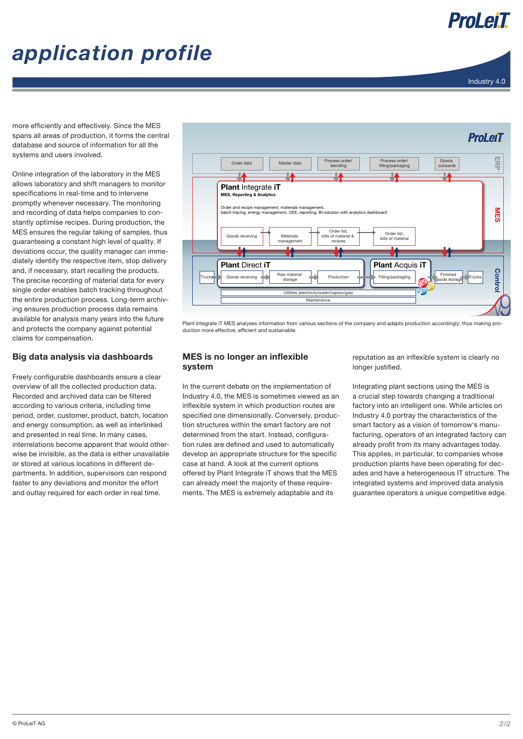more efficiently and effectively. Since the MES spans all areas of production, it forms the central database and source of information for all the systems and users involved.

Online integration of the laboratory in the MES allows laboratory and shift managers to monitor specifications in real-time and to intervene promptly whenever necessary. The monitoring and recording of data helps companies to constantly optimise recipes. During production, the MES ensures the regular taking of samples, thus guaranteeing a constant high level of quality. If deviations occur, the quality manager can immediately identify the respective item, stop delivery and, if necessary, start recalling the products. The precise recording of material data for every single order enables batch tracking throughout the entire production process. Long-term archiving ensures production process data remains available for analysis many years into the future and protects the company against potential claims for compensation.

ProLeiT

ERP

Order data
Master data
Process order/ blending
Process order/ filling/packaging
Goods outwards

MES

Plant Integrate iT
MES, Reporting & Analytics

Order and recipe management, materials management, batch tracing, energy management, OEE, reporting, BI-solution with analytics dashboard

Goods receiving
Materials management
Order list, bills of material & recipes
Order list, bills of material

Control

Plant Direct iT
Plant Acquis iT
Trucks
Goods receiving
Raw material storage
Production
Filling/packaging
Finished goods storage
Trucks
Utilities (electricity/water/vapour/gas)
Maintenance

Plant Integrate iT MES analyses information from various sections of the company and adapts production accordingly; thus making production more effective, efficient and sustainable.

## Big data analysis via dashboards

Freely configurable dashboards ensure a clear overview of all the collected production data. Recorded and archived data can be filtered according to various criteria, including time period, order, customer, product, batch, location and energy consumption, as well as interlinked and presented in real time. In many cases, interrelations become apparent that would otherwise be invisible, as the data is either unavailable or stored at various locations in different departments. In addition, supervisors can respond faster to any deviations and monitor the effort and outlay required for each order in real time.

## MES is no longer an inflexible system

In the current debate on the implementation of Industry 4.0, the MES is sometimes viewed as an inflexible system in which production routes are specified one dimensionally. Conversely, production structures within the smart factory are not determined from the start. Instead, configuration rules are defined and used to automatically develop an appropriate structure for the specific case at hand. A look at the current options offered by Plant Integrate iT shows that the MES can already meet the majority of these requirements. The MES is extremely adaptable and its reputation as an inflexible system is clearly no longer justified.

Integrating plant sections using the MES is a crucial step towards changing a traditional factory into an intelligent one. While articles on Industry 4.0 portray the characteristics of the smart factory as a vision of tomorrow's manufacturing, operators of an integrated factory can already profit from its many advantages today. This applies, in particular, to companies whose production plants have been operating for decades and have a heterogeneous IT structure. The integrated systems and improved data analysis guarantee operators a unique competitive edge.

© ProLeiT AG